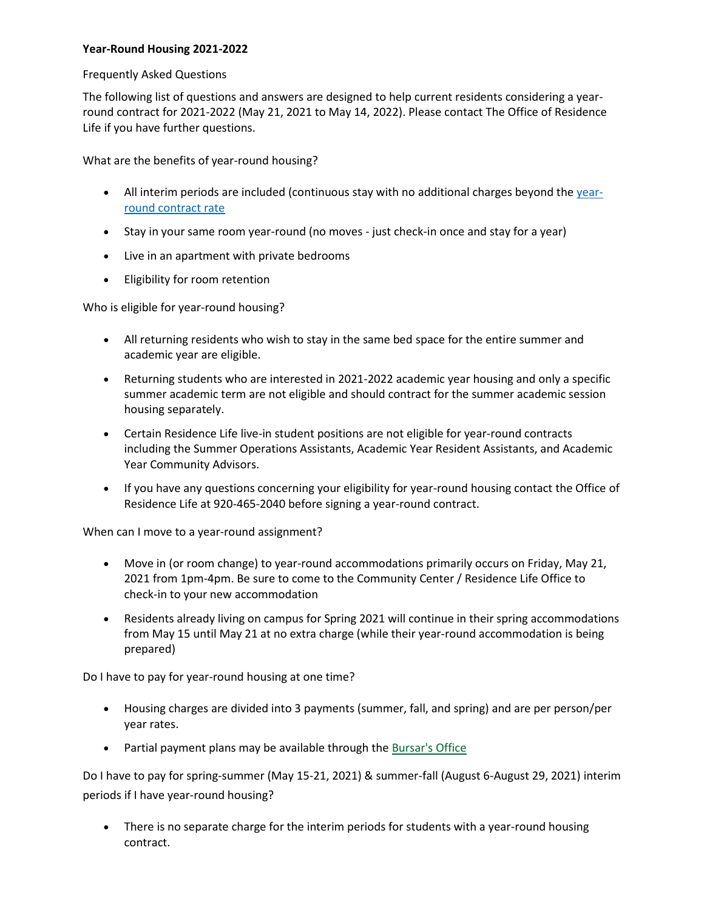**Year-Round Housing 2021-2022**

Frequently Asked Questions

The following list of questions and answers are designed to help current residents considering a year-round contract for 2021-2022 (May 21, 2021 to May 14, 2022). Please contact The Office of Residence Life if you have further questions.

What are the benefits of year-round housing?

- All interim periods are included (continuous stay with no additional charges beyond the year-round contract rate
- Stay in your same room year-round (no moves - just check-in once and stay for a year)
- Live in an apartment with private bedrooms
- Eligibility for room retention

Who is eligible for year-round housing?

- All returning residents who wish to stay in the same bed space for the entire summer and academic year are eligible.
- Returning students who are interested in 2021-2022 academic year housing and only a specific summer academic term are not eligible and should contract for the summer academic session housing separately.
- Certain Residence Life live-in student positions are not eligible for year-round contracts including the Summer Operations Assistants, Academic Year Resident Assistants, and Academic Year Community Advisors.
- If you have any questions concerning your eligibility for year-round housing contact the Office of Residence Life at 920-465-2040 before signing a year-round contract.

When can I move to a year-round assignment?

- Move in (or room change) to year-round accommodations primarily occurs on Friday, May 21, 2021 from 1pm-4pm. Be sure to come to the Community Center / Residence Life Office to check-in to your new accommodation
- Residents already living on campus for Spring 2021 will continue in their spring accommodations from May 15 until May 21 at no extra charge (while their year-round accommodation is being prepared)

Do I have to pay for year-round housing at one time?

- Housing charges are divided into 3 payments (summer, fall, and spring) and are per person/per year rates.
- Partial payment plans may be available through the Bursar's Office

Do I have to pay for spring-summer (May 15-21, 2021) & summer-fall (August 6-August 29, 2021) interim periods if I have year-round housing?

- There is no separate charge for the interim periods for students with a year-round housing contract.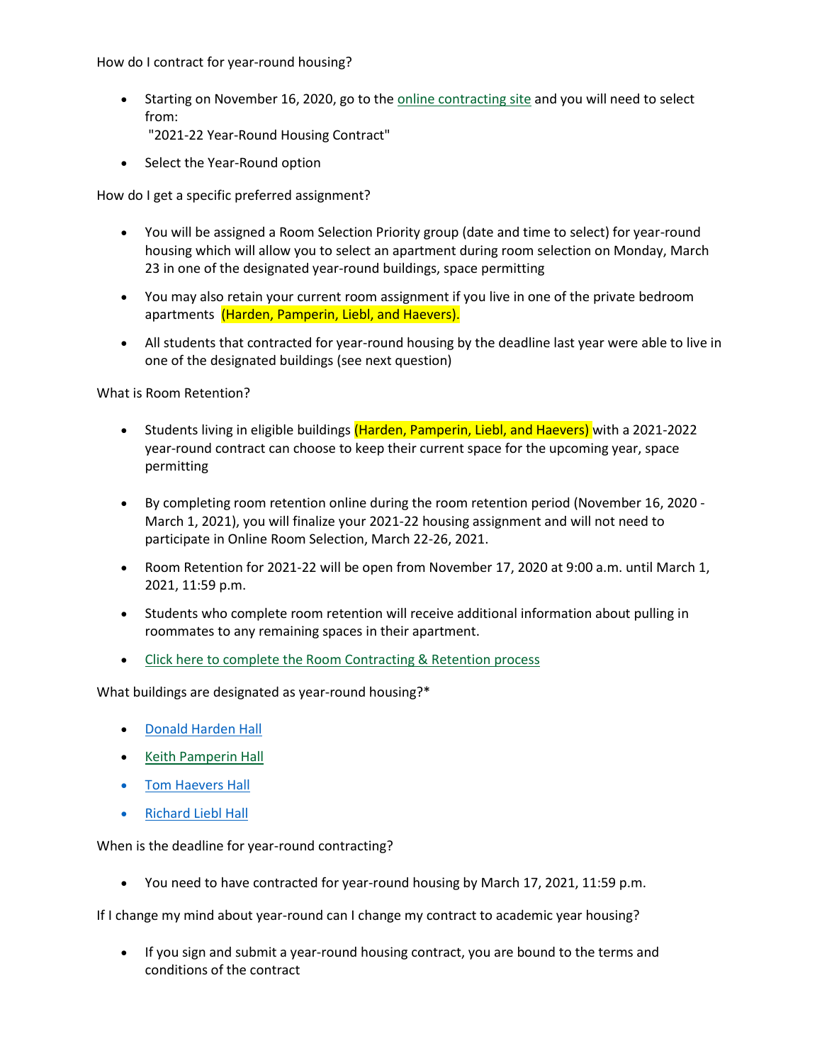How do I contract for year-round housing?

- Starting on November 16, 2020, go to the [online contracting site] and you will need to select from:
  "2021-22 Year-Round Housing Contract"
- Select the Year-Round option

How do I get a specific preferred assignment?

- You will be assigned a Room Selection Priority group (date and time to select) for year-round housing which will allow you to select an apartment during room selection on Monday, March 23 in one of the designated year-round buildings, space permitting
- You may also retain your current room assignment if you live in one of the private bedroom apartments (Harden, Pamperin, Liebl, and Haevers).
- All students that contracted for year-round housing by the deadline last year were able to live in one of the designated buildings (see next question)

What is Room Retention?

- Students living in eligible buildings (Harden, Pamperin, Liebl, and Haevers) with a 2021-2022 year-round contract can choose to keep their current space for the upcoming year, space permitting
- By completing room retention online during the room retention period (November 16, 2020 - March 1, 2021), you will finalize your 2021-22 housing assignment and will not need to participate in Online Room Selection, March 22-26, 2021.
- Room Retention for 2021-22 will be open from November 17, 2020 at 9:00 a.m. until March 1, 2021, 11:59 p.m.
- Students who complete room retention will receive additional information about pulling in roommates to any remaining spaces in their apartment.
- [Click here to complete the Room Contracting & Retention process]

What buildings are designated as year-round housing?*

- [Donald Harden Hall]
- [Keith Pamperin Hall]
- [Tom Haevers Hall]
- [Richard Liebl Hall]

When is the deadline for year-round contracting?

- You need to have contracted for year-round housing by March 17, 2021, 11:59 p.m.

If I change my mind about year-round can I change my contract to academic year housing?

- If you sign and submit a year-round housing contract, you are bound to the terms and conditions of the contract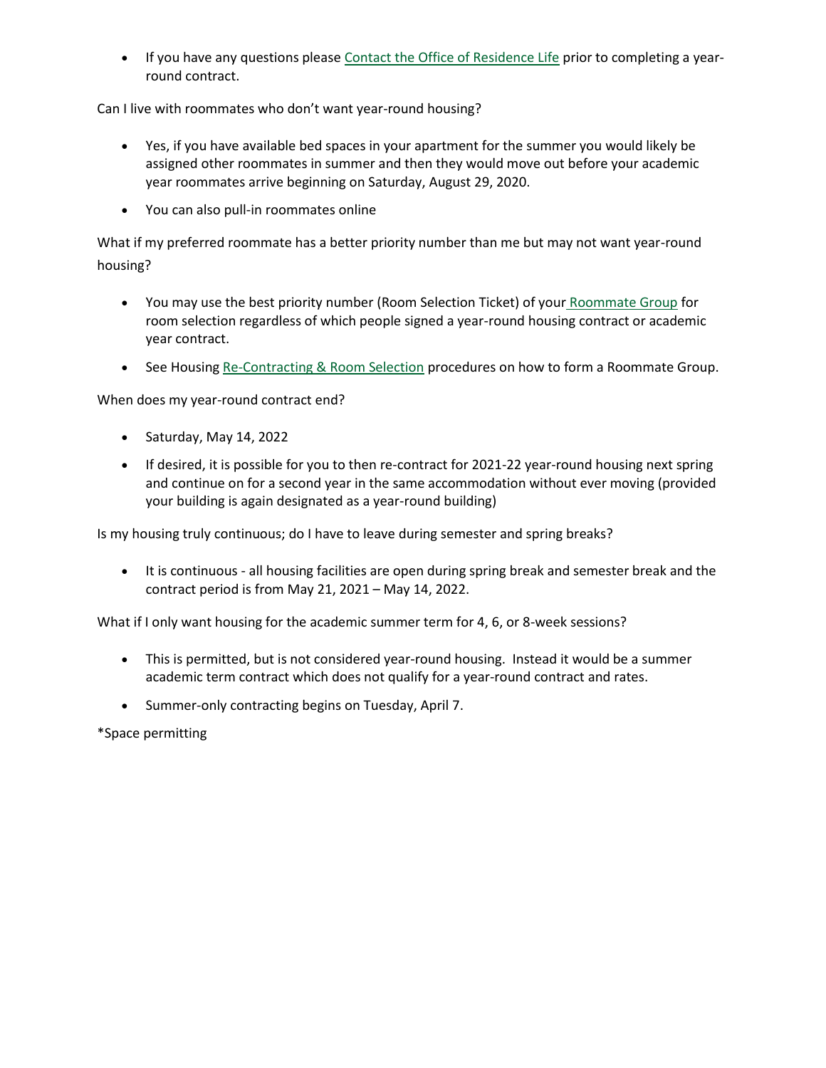- If you have any questions please Contact the Office of Residence Life prior to completing a year-round contract.

Can I live with roommates who don't want year-round housing?

- Yes, if you have available bed spaces in your apartment for the summer you would likely be assigned other roommates in summer and then they would move out before your academic year roommates arrive beginning on Saturday, August 29, 2020.
- You can also pull-in roommates online

What if my preferred roommate has a better priority number than me but may not want year-round housing?

- You may use the best priority number (Room Selection Ticket) of your Roommate Group for room selection regardless of which people signed a year-round housing contract or academic year contract.
- See Housing Re-Contracting & Room Selection procedures on how to form a Roommate Group.

When does my year-round contract end?

- Saturday, May 14, 2022
- If desired, it is possible for you to then re-contract for 2021-22 year-round housing next spring and continue on for a second year in the same accommodation without ever moving (provided your building is again designated as a year-round building)

Is my housing truly continuous; do I have to leave during semester and spring breaks?

- It is continuous - all housing facilities are open during spring break and semester break and the contract period is from May 21, 2021 – May 14, 2022.

What if I only want housing for the academic summer term for 4, 6, or 8-week sessions?

- This is permitted, but is not considered year-round housing. Instead it would be a summer academic term contract which does not qualify for a year-round contract and rates.
- Summer-only contracting begins on Tuesday, April 7.

*Space permitting